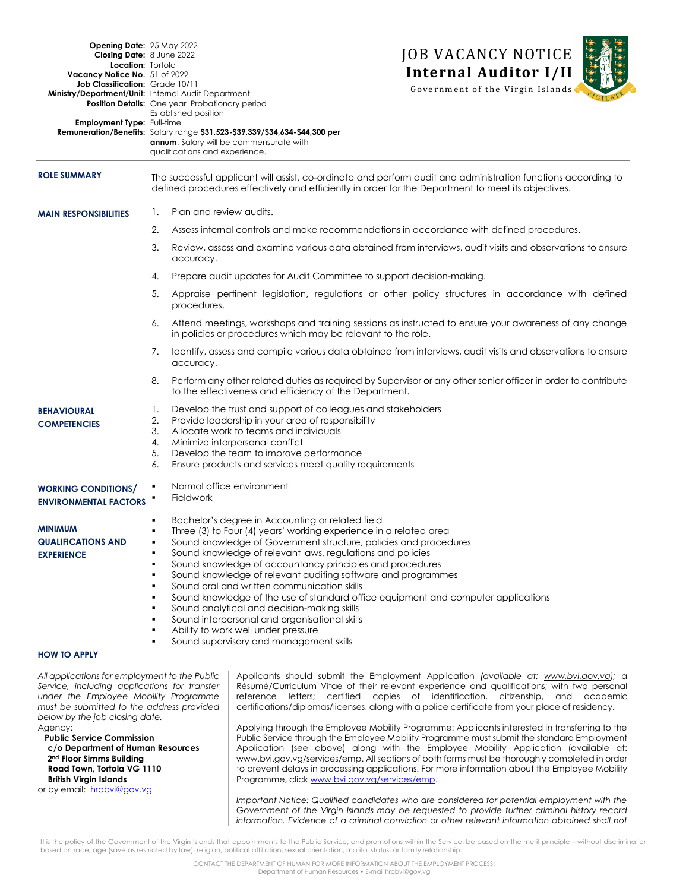# JOB VACANCY NOTICE

## Internal Auditor I/II

Government of the Virgin Islands

**Opening Date:** 25 May 2022
**Closing Date:** 8 June 2022
**Location:** Tortola
**Vacancy Notice No.** 51 of 2022
**Job Classification:** Grade 10/11
**Ministry/Department/Unit:** Internal Audit Department
**Position Details:** One year Probationary period
Established position
**Employment Type:** Full-time
**Remuneration/Benefits:** Salary range **$31,523-$39.339/$34,634-$44,300 per annum**. Salary will be commensurate with qualifications and experience.

---

**ROLE SUMMARY**

The successful applicant will assist, co-ordinate and perform audit and administration functions according to defined procedures effectively and efficiently in order for the Department to meet its objectives.

**MAIN RESPONSIBILITIES**

1. Plan and review audits.
2. Assess internal controls and make recommendations in accordance with defined procedures.
3. Review, assess and examine various data obtained from interviews, audit visits and observations to ensure accuracy.
4. Prepare audit updates for Audit Committee to support decision-making.
5. Appraise pertinent legislation, regulations or other policy structures in accordance with defined procedures.
6. Attend meetings, workshops and training sessions as instructed to ensure your awareness of any change in policies or procedures which may be relevant to the role.
7. Identify, assess and compile various data obtained from interviews, audit visits and observations to ensure accuracy.
8. Perform any other related duties as required by Supervisor or any other senior officer in order to contribute to the effectiveness and efficiency of the Department.

**BEHAVIOURAL COMPETENCIES**

1. Develop the trust and support of colleagues and stakeholders
2. Provide leadership in your area of responsibility
3. Allocate work to teams and individuals
4. Minimize interpersonal conflict
5. Develop the team to improve performance
6. Ensure products and services meet quality requirements

**WORKING CONDITIONS/ ENVIRONMENTAL FACTORS**

- Normal office environment
- Fieldwork

---

**MINIMUM QUALIFICATIONS AND EXPERIENCE**

- Bachelor's degree in Accounting or related field
- Three (3) to Four (4) years' working experience in a related area
- Sound knowledge of Government structure, policies and procedures
- Sound knowledge of relevant laws, regulations and policies
- Sound knowledge of accountancy principles and procedures
- Sound knowledge of relevant auditing software and programmes
- Sound oral and written communication skills
- Sound knowledge of the use of standard office equipment and computer applications
- Sound analytical and decision-making skills
- Sound interpersonal and organisational skills
- Ability to work well under pressure
- Sound supervisory and management skills

---

**HOW TO APPLY**

*All applications for employment to the Public Service, including applications for transfer under the Employee Mobility Programme must be submitted to the address provided below by the job closing date.*

Agency:
**Public Service Commission**
**c/o Department of Human Resources**
**2nd Floor Simms Building**
**Road Town, Tortola VG 1110**
**British Virgin Islands**
or by email: hrdbvi@gov.vg

Applicants should submit the Employment Application *(available at: www.bvi.gov.vg)*; a Résumé/Curriculum Vitae of their relevant experience and qualifications; with two personal reference letters; certified copies of identification, citizenship, and academic certifications/diplomas/licenses, along with a police certificate from your place of residency.

Applying through the Employee Mobility Programme: Applicants interested in transferring to the Public Service through the Employee Mobility Programme must submit the standard Employment Application (see above) along with the Employee Mobility Application (available at: www.bvi.gov.vg/services/emp. All sections of both forms must be thoroughly completed in order to prevent delays in processing applications. For more information about the Employee Mobility Programme, click www.bvi.gov.vg/services/emp.

*Important Notice: Qualified candidates who are considered for potential employment with the Government of the Virgin Islands may be requested to provide further criminal history record information. Evidence of a criminal conviction or other relevant information obtained shall not*

It is the policy of the Government of the Virgin Islands that appointments to the Public Service, and promotions within the Service, be based on the merit principle – without discrimination based on race, age (save as restricted by law), religion, political affiliation, sexual orientation, marital status, or family relationship.

CONTACT THE DEPARTMENT OF HUMAN FOR MORE INFORMATION ABOUT THE EMPLOYMENT PROCESS:
Department of Human Resources • E-mail hrdbvi@gov.vg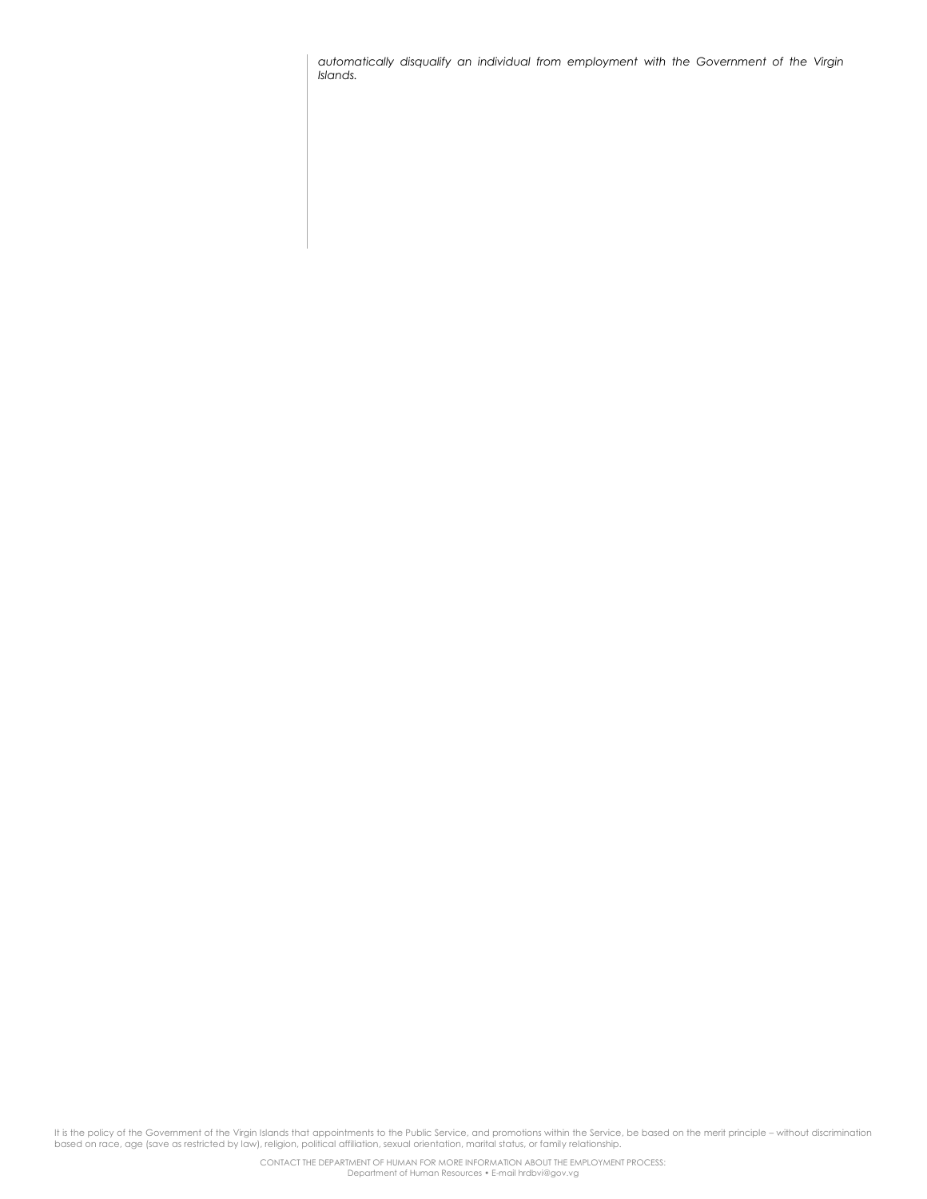*automatically disqualify an individual from employment with the Government of the Virgin Islands.*

It is the policy of the Government of the Virgin Islands that appointments to the Public Service, and promotions within the Service, be based on the merit principle – without discrimination based on race, age (save as restricted by law), religion, political affiliation, sexual orientation, marital status, or family relationship.

CONTACT THE DEPARTMENT OF HUMAN FOR MORE INFORMATION ABOUT THE EMPLOYMENT PROCESS:
Department of Human Resources • E-mail hrdbvi@gov.vg